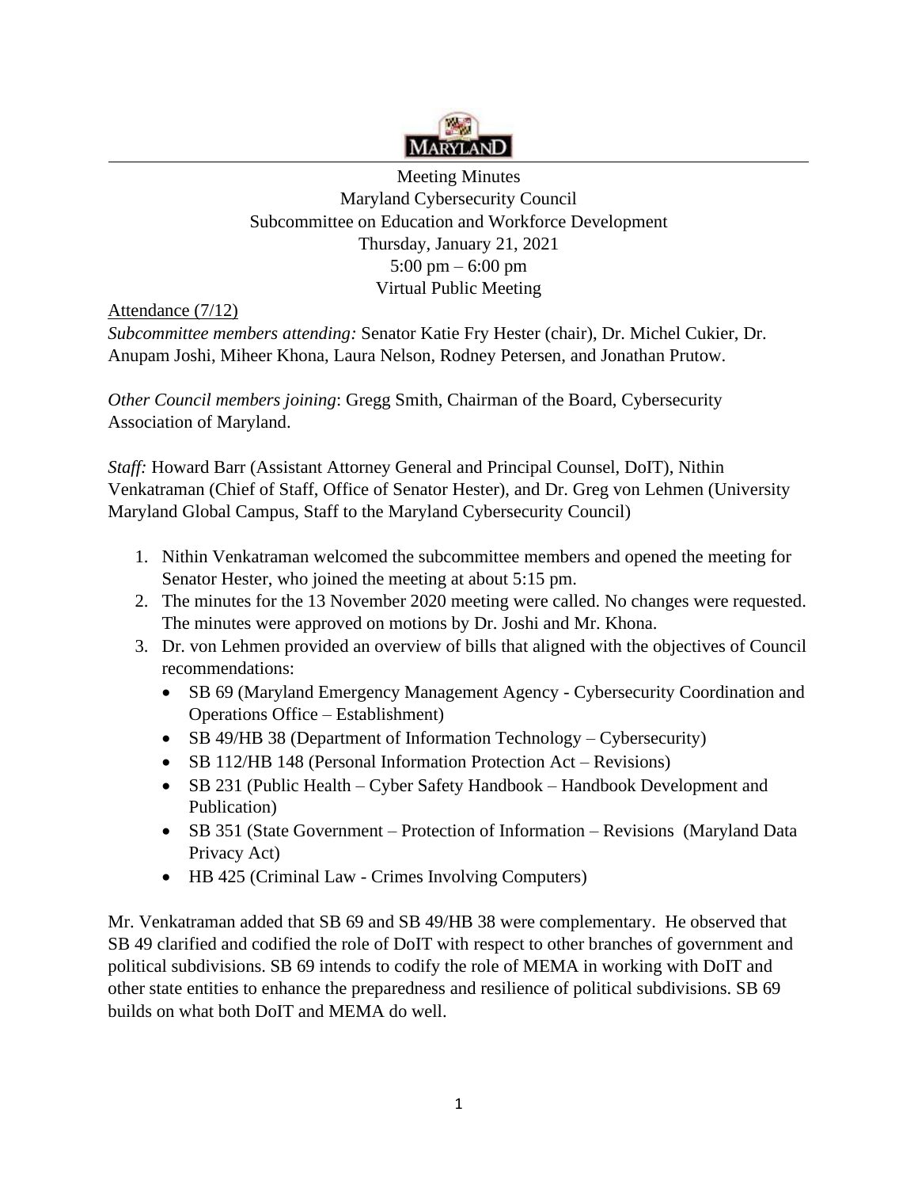Meeting Minutes
Maryland Cybersecurity Council
Subcommittee on Education and Workforce Development
Thursday, January 21, 2021
5:00 pm – 6:00 pm
Virtual Public Meeting

Attendance (7/12)

*Subcommittee members attending:* Senator Katie Fry Hester (chair), Dr. Michel Cukier, Dr. Anupam Joshi, Miheer Khona, Laura Nelson, Rodney Petersen, and Jonathan Prutow.

*Other Council members joining*: Gregg Smith, Chairman of the Board, Cybersecurity Association of Maryland.

*Staff:* Howard Barr (Assistant Attorney General and Principal Counsel, DoIT), Nithin Venkatraman (Chief of Staff, Office of Senator Hester), and Dr. Greg von Lehmen (University Maryland Global Campus, Staff to the Maryland Cybersecurity Council)

1. Nithin Venkatraman welcomed the subcommittee members and opened the meeting for Senator Hester, who joined the meeting at about 5:15 pm.
2. The minutes for the 13 November 2020 meeting were called. No changes were requested. The minutes were approved on motions by Dr. Joshi and Mr. Khona.
3. Dr. von Lehmen provided an overview of bills that aligned with the objectives of Council recommendations:
   - SB 69 (Maryland Emergency Management Agency - Cybersecurity Coordination and Operations Office – Establishment)
   - SB 49/HB 38 (Department of Information Technology – Cybersecurity)
   - SB 112/HB 148 (Personal Information Protection Act – Revisions)
   - SB 231 (Public Health – Cyber Safety Handbook – Handbook Development and Publication)
   - SB 351 (State Government – Protection of Information – Revisions (Maryland Data Privacy Act)
   - HB 425 (Criminal Law - Crimes Involving Computers)

Mr. Venkatraman added that SB 69 and SB 49/HB 38 were complementary. He observed that SB 49 clarified and codified the role of DoIT with respect to other branches of government and political subdivisions. SB 69 intends to codify the role of MEMA in working with DoIT and other state entities to enhance the preparedness and resilience of political subdivisions. SB 69 builds on what both DoIT and MEMA do well.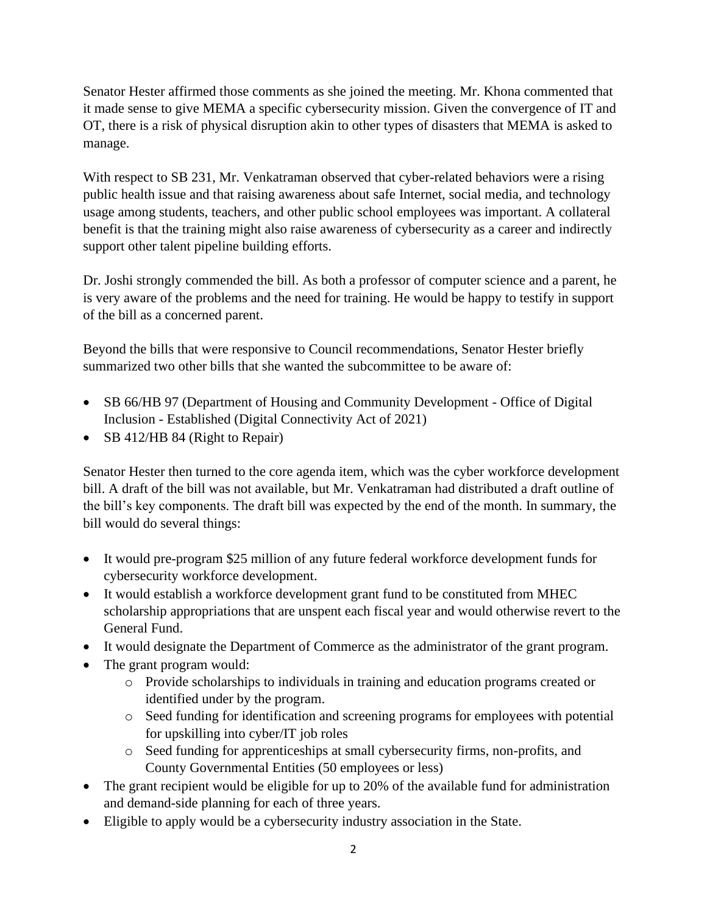Senator Hester affirmed those comments as she joined the meeting. Mr. Khona commented that it made sense to give MEMA a specific cybersecurity mission. Given the convergence of IT and OT, there is a risk of physical disruption akin to other types of disasters that MEMA is asked to manage.

With respect to SB 231, Mr. Venkatraman observed that cyber-related behaviors were a rising public health issue and that raising awareness about safe Internet, social media, and technology usage among students, teachers, and other public school employees was important. A collateral benefit is that the training might also raise awareness of cybersecurity as a career and indirectly support other talent pipeline building efforts.

Dr. Joshi strongly commended the bill. As both a professor of computer science and a parent, he is very aware of the problems and the need for training. He would be happy to testify in support of the bill as a concerned parent.

Beyond the bills that were responsive to Council recommendations, Senator Hester briefly summarized two other bills that she wanted the subcommittee to be aware of:

- SB 66/HB 97 (Department of Housing and Community Development - Office of Digital Inclusion - Established (Digital Connectivity Act of 2021)
- SB 412/HB 84 (Right to Repair)

Senator Hester then turned to the core agenda item, which was the cyber workforce development bill. A draft of the bill was not available, but Mr. Venkatraman had distributed a draft outline of the bill's key components. The draft bill was expected by the end of the month. In summary, the bill would do several things:

- It would pre-program $25 million of any future federal workforce development funds for cybersecurity workforce development.
- It would establish a workforce development grant fund to be constituted from MHEC scholarship appropriations that are unspent each fiscal year and would otherwise revert to the General Fund.
- It would designate the Department of Commerce as the administrator of the grant program.
- The grant program would:
  - Provide scholarships to individuals in training and education programs created or identified under by the program.
  - Seed funding for identification and screening programs for employees with potential for upskilling into cyber/IT job roles
  - Seed funding for apprenticeships at small cybersecurity firms, non-profits, and County Governmental Entities (50 employees or less)
- The grant recipient would be eligible for up to 20% of the available fund for administration and demand-side planning for each of three years.
- Eligible to apply would be a cybersecurity industry association in the State.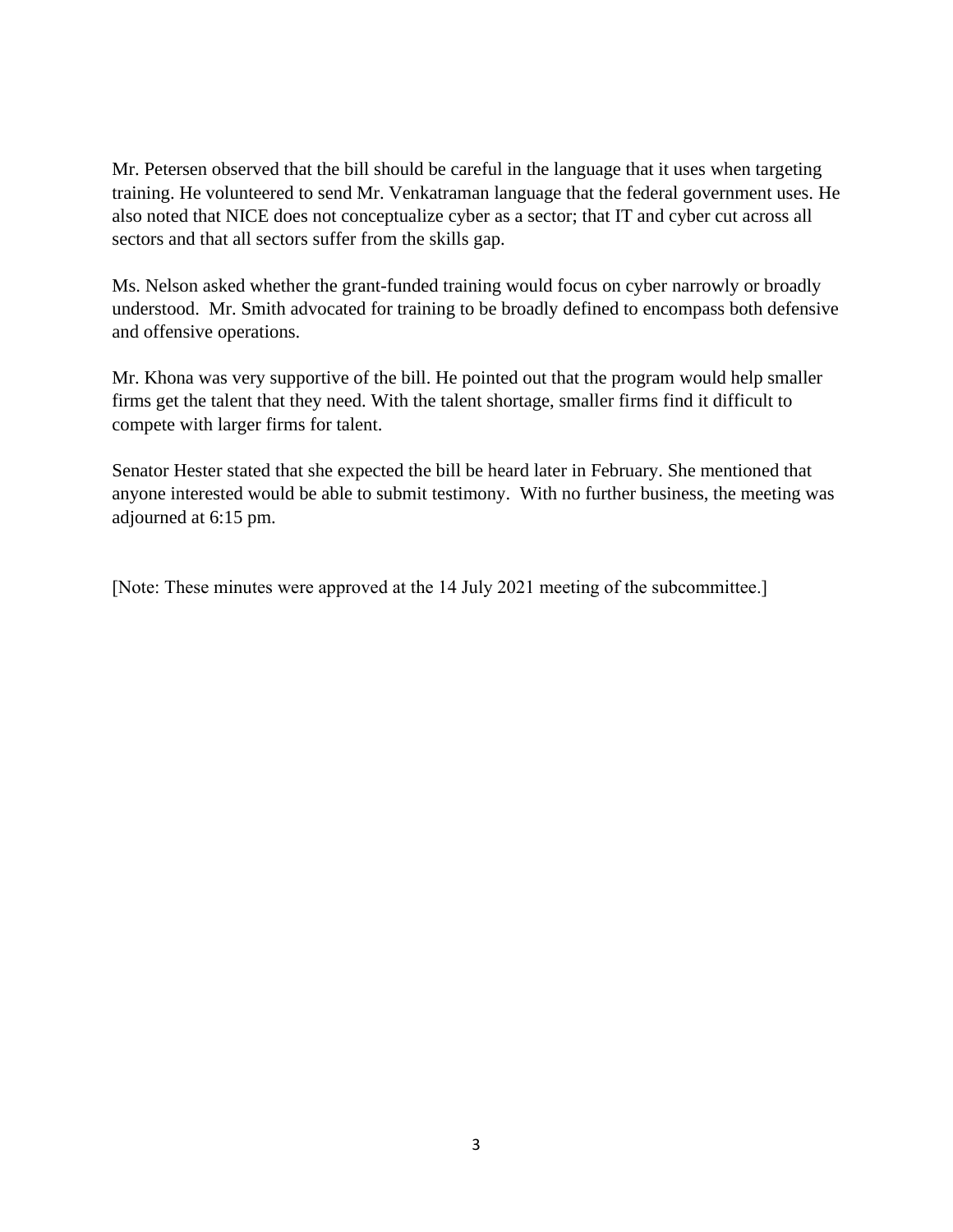Mr. Petersen observed that the bill should be careful in the language that it uses when targeting training. He volunteered to send Mr. Venkatraman language that the federal government uses. He also noted that NICE does not conceptualize cyber as a sector; that IT and cyber cut across all sectors and that all sectors suffer from the skills gap.

Ms. Nelson asked whether the grant-funded training would focus on cyber narrowly or broadly understood. Mr. Smith advocated for training to be broadly defined to encompass both defensive and offensive operations.

Mr. Khona was very supportive of the bill. He pointed out that the program would help smaller firms get the talent that they need. With the talent shortage, smaller firms find it difficult to compete with larger firms for talent.

Senator Hester stated that she expected the bill be heard later in February. She mentioned that anyone interested would be able to submit testimony. With no further business, the meeting was adjourned at 6:15 pm.

[Note: These minutes were approved at the 14 July 2021 meeting of the subcommittee.]